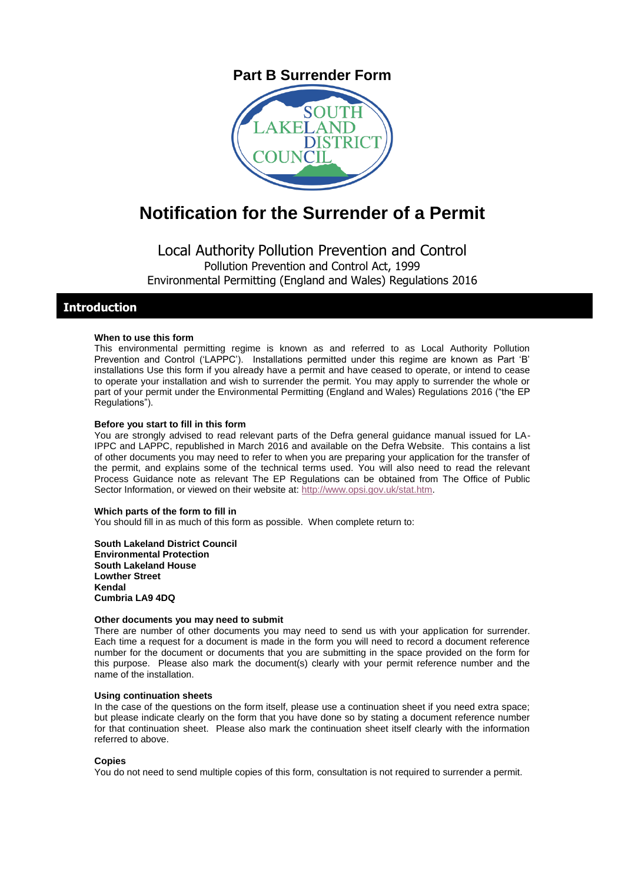# Part B Surrender Form

# Notification for the Surrender of a Permit

## Local Authority Pollution Prevention and Control

Pollution Prevention and Control Act, 1999

Environmental Permitting (England and Wales) Regulations 2016

## Introduction

**When to use this form**

This environmental permitting regime is known as and referred to as Local Authority Pollution Prevention and Control ('LAPPC'). Installations permitted under this regime are known as Part 'B' installations Use this form if you already have a permit and have ceased to operate, or intend to cease to operate your installation and wish to surrender the permit. You may apply to surrender the whole or part of your permit under the Environmental Permitting (England and Wales) Regulations 2016 ("the EP Regulations").

**Before you start to fill in this form**

You are strongly advised to read relevant parts of the Defra general guidance manual issued for LA-IPPC and LAPPC, republished in March 2016 and available on the Defra Website. This contains a list of other documents you may need to refer to when you are preparing your application for the transfer of the permit, and explains some of the technical terms used. You will also need to read the relevant Process Guidance note as relevant The EP Regulations can be obtained from The Office of Public Sector Information, or viewed on their website at: http://www.opsi.gov.uk/stat.htm.

**Which parts of the form to fill in**

You should fill in as much of this form as possible. When complete return to:

**South Lakeland District Council**
**Environmental Protection**
**South Lakeland House**
**Lowther Street**
**Kendal**
**Cumbria LA9 4DQ**

**Other documents you may need to submit**

There are number of other documents you may need to send us with your application for surrender. Each time a request for a document is made in the form you will need to record a document reference number for the document or documents that you are submitting in the space provided on the form for this purpose. Please also mark the document(s) clearly with your permit reference number and the name of the installation.

**Using continuation sheets**

In the case of the questions on the form itself, please use a continuation sheet if you need extra space; but please indicate clearly on the form that you have done so by stating a document reference number for that continuation sheet. Please also mark the continuation sheet itself clearly with the information referred to above.

**Copies**

You do not need to send multiple copies of this form, consultation is not required to surrender a permit.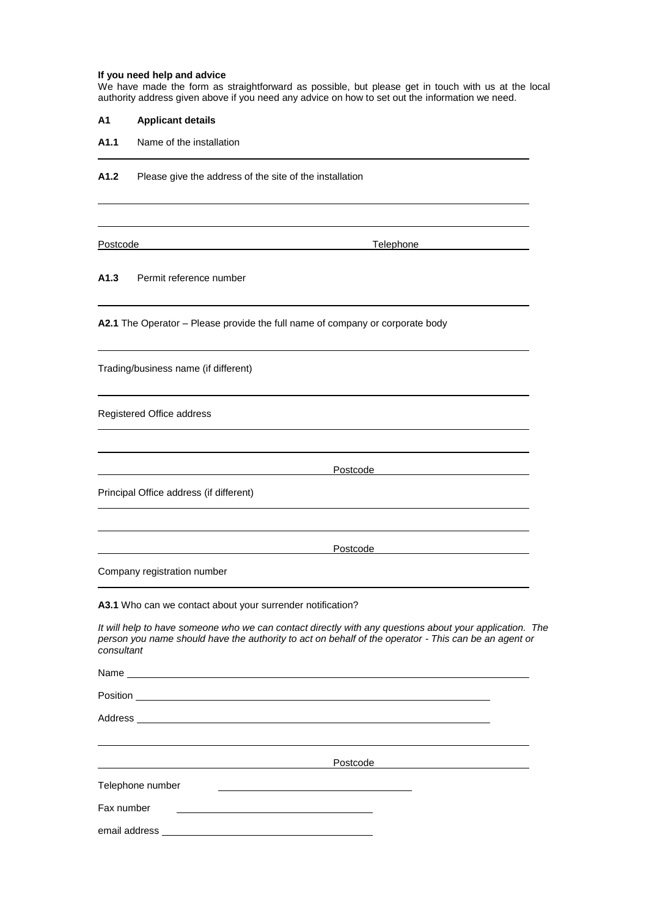**If you need help and advice**

We have made the form as straightforward as possible, but please get in touch with us at the local authority address given above if you need any advice on how to set out the information we need.

**A1 Applicant details**

**A1.1** Name of the installation

______________________________________________

**A1.2** Please give the address of the site of the installation

______________________________________________

______________________________________________

Postcode ______________________ Telephone ______________________

**A1.3** Permit reference number

______________________________________________

**A2.1** The Operator – Please provide the full name of company or corporate body

______________________________________________

Trading/business name (if different)

______________________________________________

Registered Office address

______________________________________________

______________________________________________

______________________ Postcode ______________________

Principal Office address (if different)

______________________________________________

______________________________________________

______________________ Postcode ______________________

Company registration number

______________________________________________

**A3.1** Who can we contact about your surrender notification?

*It will help to have someone who we can contact directly with any questions about your application. The person you name should have the authority to act on behalf of the operator - This can be an agent or consultant*

Name ______________________________________________

Position ______________________________________________

Address ______________________________________________

______________________________________________

______________________ Postcode ______________________

Telephone number ______________________

Fax number ______________________

email address ______________________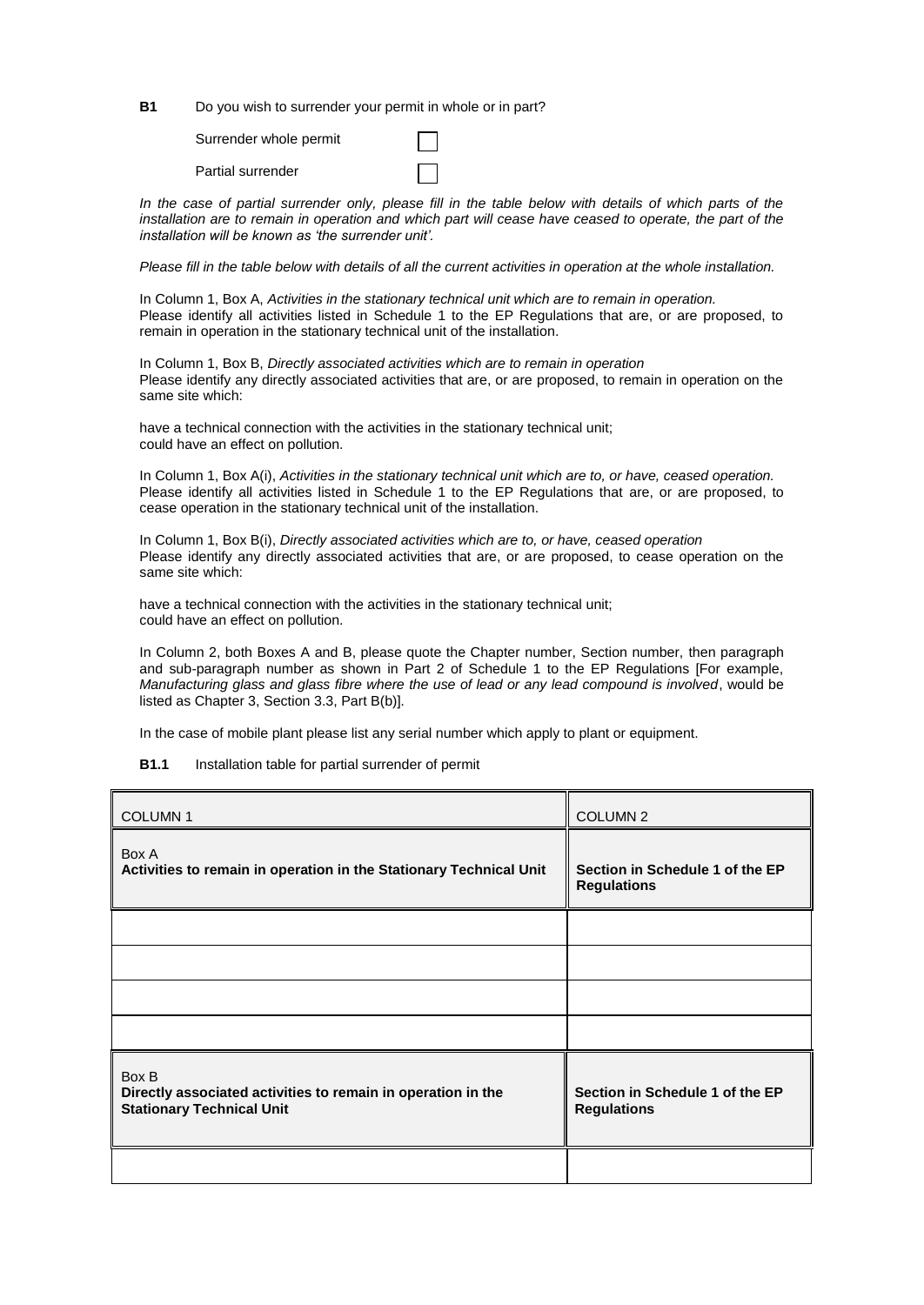**B1** Do you wish to surrender your permit in whole or in part?

Surrender whole permit ☐

Partial surrender ☐

*In the case of partial surrender only, please fill in the table below with details of which parts of the installation are to remain in operation and which part will cease have ceased to operate, the part of the installation will be known as 'the surrender unit'.*

*Please fill in the table below with details of all the current activities in operation at the whole installation.*

In Column 1, Box A, *Activities in the stationary technical unit which are to remain in operation.*
Please identify all activities listed in Schedule 1 to the EP Regulations that are, or are proposed, to remain in operation in the stationary technical unit of the installation.

In Column 1, Box B, *Directly associated activities which are to remain in operation*
Please identify any directly associated activities that are, or are proposed, to remain in operation on the same site which:

have a technical connection with the activities in the stationary technical unit;
could have an effect on pollution.

In Column 1, Box A(i), *Activities in the stationary technical unit which are to, or have, ceased operation.*
Please identify all activities listed in Schedule 1 to the EP Regulations that are, or are proposed, to cease operation in the stationary technical unit of the installation.

In Column 1, Box B(i), *Directly associated activities which are to, or have, ceased operation*
Please identify any directly associated activities that are, or are proposed, to cease operation on the same site which:

have a technical connection with the activities in the stationary technical unit;
could have an effect on pollution.

In Column 2, both Boxes A and B, please quote the Chapter number, Section number, then paragraph and sub-paragraph number as shown in Part 2 of Schedule 1 to the EP Regulations [For example, *Manufacturing glass and glass fibre where the use of lead or any lead compound is involved*, would be listed as Chapter 3, Section 3.3, Part B(b)].

In the case of mobile plant please list any serial number which apply to plant or equipment.

**B1.1** Installation table for partial surrender of permit

| COLUMN 1 | COLUMN 2 |
|---|---|
| Box A<br>**Activities to remain in operation in the Stationary Technical Unit** | **Section in Schedule 1 of the EP Regulations** |
| | |
| | |
| | |
| | |
| Box B<br>**Directly associated activities to remain in operation in the Stationary Technical Unit** | **Section in Schedule 1 of the EP Regulations** |
| | |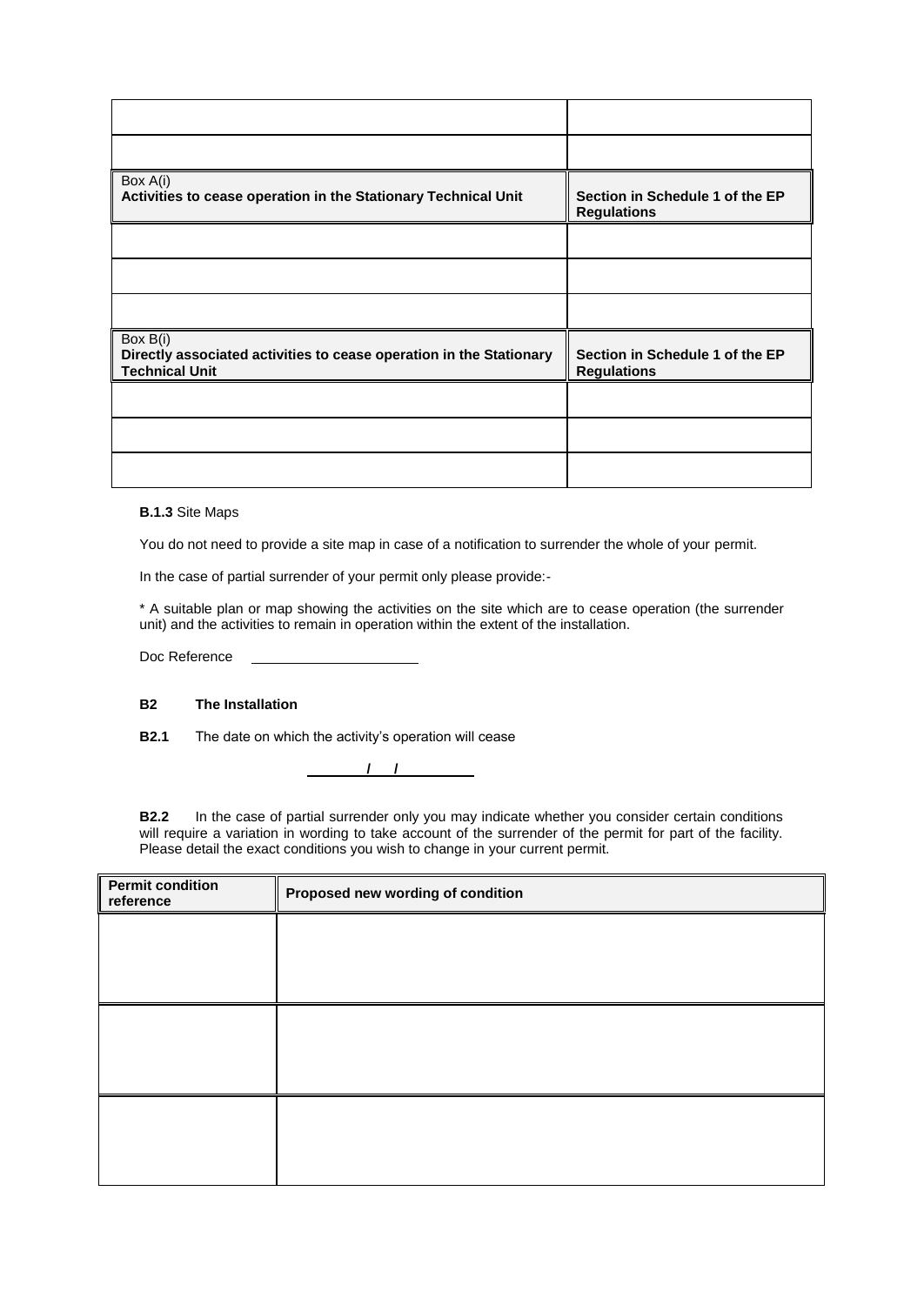| | |
|---|---|
| | |
| | |

| Box A(i)<br>**Activities to cease operation in the Stationary Technical Unit** | **Section in Schedule 1 of the EP Regulations** |
|---|---|
| | |
| | |
| | |

| Box B(i)<br>**Directly associated activities to cease operation in the Stationary Technical Unit** | **Section in Schedule 1 of the EP Regulations** |
|---|---|
| | |
| | |
| | |

**B.1.3** Site Maps

You do not need to provide a site map in case of a notification to surrender the whole of your permit.

In the case of partial surrender of your permit only please provide:-

* A suitable plan or map showing the activities on the site which are to cease operation (the surrender unit) and the activities to remain in operation within the extent of the installation.

Doc Reference \_\_\_\_\_\_\_\_\_\_\_\_\_\_\_\_\_\_\_\_

**B2 The Installation**

**B2.1** The date on which the activity's operation will cease

\_\_\_\_\_ / \_\_\_ / \_\_\_\_\_

**B2.2** In the case of partial surrender only you may indicate whether you consider certain conditions will require a variation in wording to take account of the surrender of the permit for part of the facility. Please detail the exact conditions you wish to change in your current permit.

| Permit condition reference | Proposed new wording of condition |
|---|---|
| | |
| | |
| | |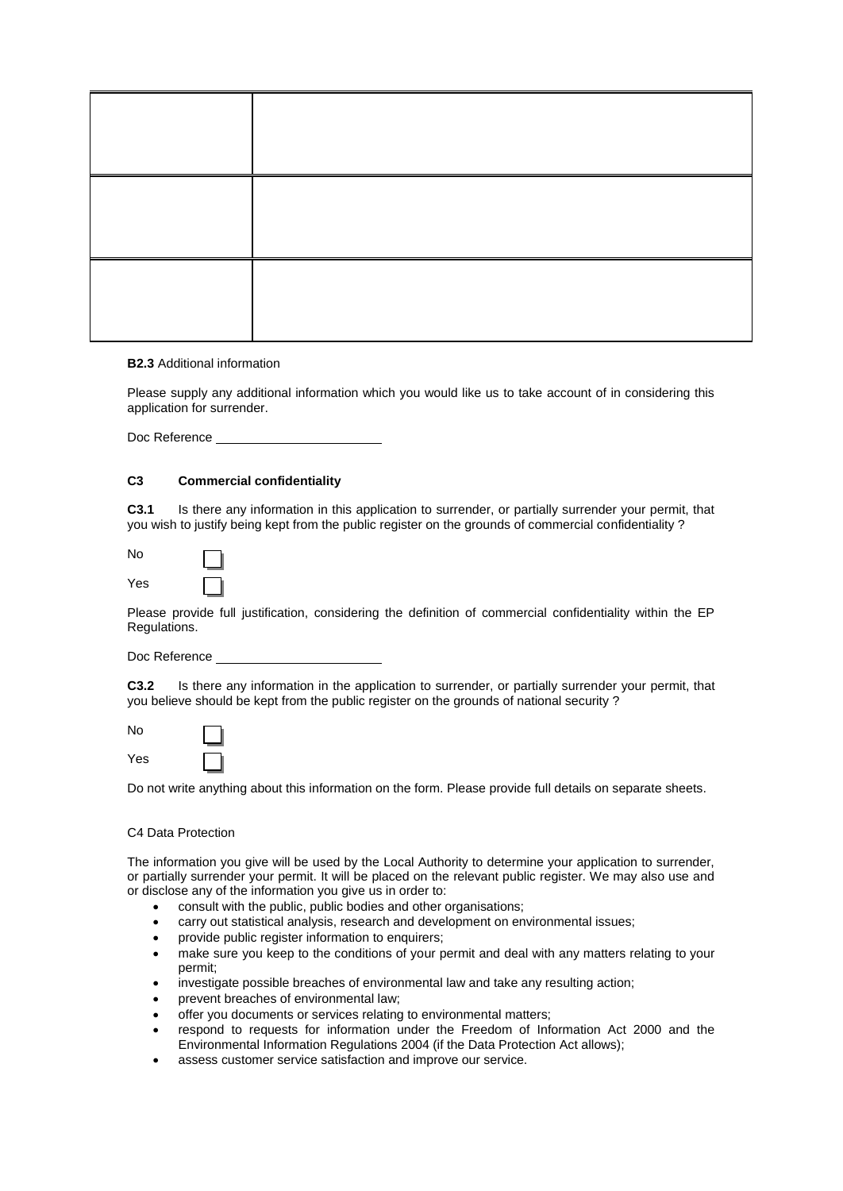| | |
|---|---|
| | |
| | |
| | |

**B2.3** Additional information

Please supply any additional information which you would like us to take account of in considering this application for surrender.

Doc Reference \_\_\_\_\_\_\_\_\_\_\_\_\_\_\_\_\_\_\_\_\_\_

### C3 Commercial confidentiality

**C3.1** Is there any information in this application to surrender, or partially surrender your permit, that you wish to justify being kept from the public register on the grounds of commercial confidentiality ?

No ☐

Yes ☐

Please provide full justification, considering the definition of commercial confidentiality within the EP Regulations.

Doc Reference \_\_\_\_\_\_\_\_\_\_\_\_\_\_\_\_\_\_\_\_\_\_

**C3.2** Is there any information in the application to surrender, or partially surrender your permit, that you believe should be kept from the public register on the grounds of national security ?

No ☐

Yes ☐

Do not write anything about this information on the form. Please provide full details on separate sheets.

C4 Data Protection

The information you give will be used by the Local Authority to determine your application to surrender, or partially surrender your permit. It will be placed on the relevant public register. We may also use and or disclose any of the information you give us in order to:

- consult with the public, public bodies and other organisations;
- carry out statistical analysis, research and development on environmental issues;
- provide public register information to enquirers;
- make sure you keep to the conditions of your permit and deal with any matters relating to your permit;
- investigate possible breaches of environmental law and take any resulting action;
- prevent breaches of environmental law;
- offer you documents or services relating to environmental matters;
- respond to requests for information under the Freedom of Information Act 2000 and the Environmental Information Regulations 2004 (if the Data Protection Act allows);
- assess customer service satisfaction and improve our service.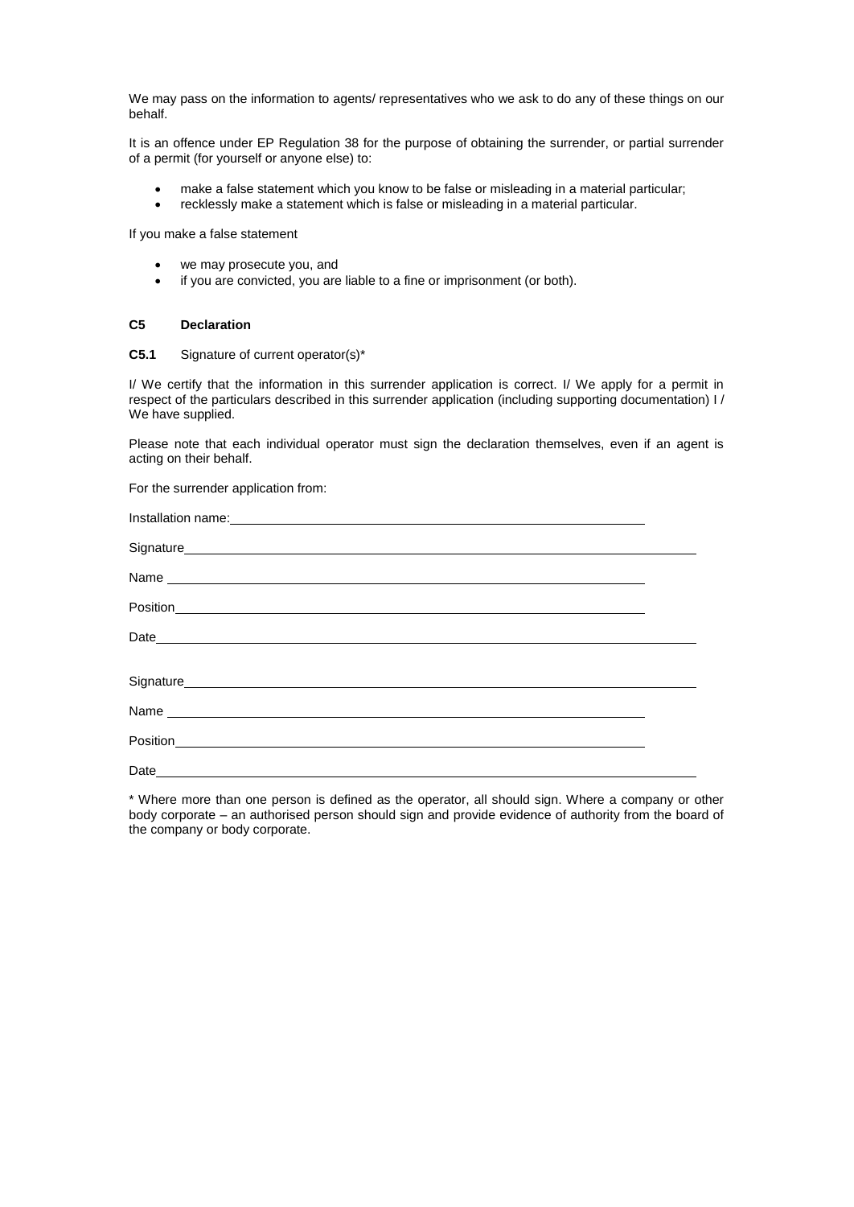We may pass on the information to agents/ representatives who we ask to do any of these things on our behalf.

It is an offence under EP Regulation 38 for the purpose of obtaining the surrender, or partial surrender of a permit (for yourself or anyone else) to:

- make a false statement which you know to be false or misleading in a material particular;
- recklessly make a statement which is false or misleading in a material particular.

If you make a false statement

- we may prosecute you, and
- if you are convicted, you are liable to a fine or imprisonment (or both).

### C5 Declaration

**C5.1** Signature of current operator(s)*

I/ We certify that the information in this surrender application is correct. I/ We apply for a permit in respect of the particulars described in this surrender application (including supporting documentation) I / We have supplied.

Please note that each individual operator must sign the declaration themselves, even if an agent is acting on their behalf.

For the surrender application from:

Installation name:\_\_\_\_\_\_\_\_\_\_\_\_\_\_\_\_\_\_\_\_\_\_\_\_\_\_\_\_\_\_\_\_\_\_\_\_\_\_\_\_

Signature\_\_\_\_\_\_\_\_\_\_\_\_\_\_\_\_\_\_\_\_\_\_\_\_\_\_\_\_\_\_\_\_\_\_\_\_\_\_\_\_\_\_\_\_\_\_\_\_

Name \_\_\_\_\_\_\_\_\_\_\_\_\_\_\_\_\_\_\_\_\_\_\_\_\_\_\_\_\_\_\_\_\_\_\_\_\_\_\_\_\_\_\_\_\_\_

Position\_\_\_\_\_\_\_\_\_\_\_\_\_\_\_\_\_\_\_\_\_\_\_\_\_\_\_\_\_\_\_\_\_\_\_\_\_\_\_\_\_\_\_\_\_\_

Date\_\_\_\_\_\_\_\_\_\_\_\_\_\_\_\_\_\_\_\_\_\_\_\_\_\_\_\_\_\_\_\_\_\_\_\_\_\_\_\_\_\_\_\_\_\_\_\_\_\_\_\_

Signature\_\_\_\_\_\_\_\_\_\_\_\_\_\_\_\_\_\_\_\_\_\_\_\_\_\_\_\_\_\_\_\_\_\_\_\_\_\_\_\_\_\_\_\_\_\_\_\_

Name \_\_\_\_\_\_\_\_\_\_\_\_\_\_\_\_\_\_\_\_\_\_\_\_\_\_\_\_\_\_\_\_\_\_\_\_\_\_\_\_\_\_\_\_\_\_

Position\_\_\_\_\_\_\_\_\_\_\_\_\_\_\_\_\_\_\_\_\_\_\_\_\_\_\_\_\_\_\_\_\_\_\_\_\_\_\_\_\_\_\_\_\_\_

Date\_\_\_\_\_\_\_\_\_\_\_\_\_\_\_\_\_\_\_\_\_\_\_\_\_\_\_\_\_\_\_\_\_\_\_\_\_\_\_\_\_\_\_\_\_\_\_\_\_\_\_\_

\* Where more than one person is defined as the operator, all should sign. Where a company or other body corporate – an authorised person should sign and provide evidence of authority from the board of the company or body corporate.